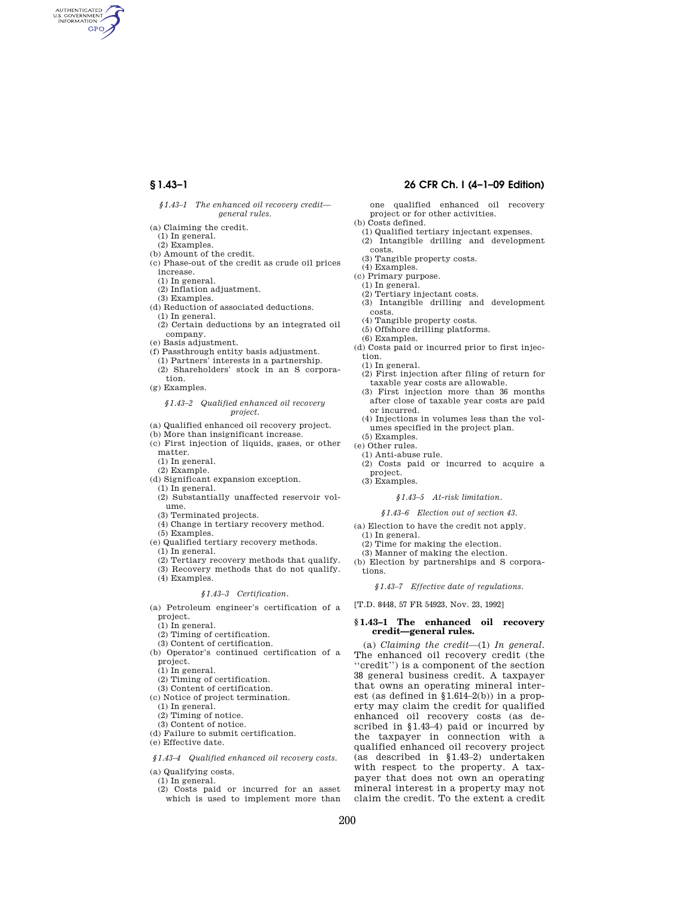*§ 1.43–1 The enhanced oil recovery credit—general rules.*

(a) Claiming the credit.
  (1) In general.
  (2) Examples.
(b) Amount of the credit.
(c) Phase-out of the credit as crude oil prices increase.
  (1) In general.
  (2) Inflation adjustment.
  (3) Examples.
(d) Reduction of associated deductions.
  (1) In general.
  (2) Certain deductions by an integrated oil company.
(e) Basis adjustment.
(f) Passthrough entity basis adjustment.
  (1) Partners' interests in a partnership.
  (2) Shareholders' stock in an S corporation.
(g) Examples.

*§ 1.43–2 Qualified enhanced oil recovery project.*

(a) Qualified enhanced oil recovery project.
(b) More than insignificant increase.
(c) First injection of liquids, gases, or other matter.
  (1) In general.
  (2) Example.
(d) Significant expansion exception.
  (1) In general.
  (2) Substantially unaffected reservoir volume.
  (3) Terminated projects.
  (4) Change in tertiary recovery method.
  (5) Examples.
(e) Qualified tertiary recovery methods.
  (1) In general.
  (2) Tertiary recovery methods that qualify.
  (3) Recovery methods that do not qualify.
  (4) Examples.

*§ 1.43–3 Certification.*

(a) Petroleum engineer's certification of a project.
  (1) In general.
  (2) Timing of certification.
  (3) Content of certification.
(b) Operator's continued certification of a project.
  (1) In general.
  (2) Timing of certification.
  (3) Content of certification.
(c) Notice of project termination.
  (1) In general.
  (2) Timing of notice.
  (3) Content of notice.
(d) Failure to submit certification.
(e) Effective date.

*§ 1.43–4 Qualified enhanced oil recovery costs.*

(a) Qualifying costs.
  (1) In general.
  (2) Costs paid or incurred for an asset which is used to implement more than one qualified enhanced oil recovery project or for other activities.
(b) Costs defined.
  (1) Qualified tertiary injectant expenses.
  (2) Intangible drilling and development costs.
  (3) Tangible property costs.
  (4) Examples.
(c) Primary purpose.
  (1) In general.
  (2) Tertiary injectant costs.
  (3) Intangible drilling and development costs.
  (4) Tangible property costs.
  (5) Offshore drilling platforms.
  (6) Examples.
(d) Costs paid or incurred prior to first injection.
  (1) In general.
  (2) First injection after filing of return for taxable year costs are allowable.
  (3) First injection more than 36 months after close of taxable year costs are paid or incurred.
  (4) Injections in volumes less than the volumes specified in the project plan.
  (5) Examples.
(e) Other rules.
  (1) Anti-abuse rule.
  (2) Costs paid or incurred to acquire a project.
  (3) Examples.

*§ 1.43–5 At-risk limitation.*

*§ 1.43–6 Election out of section 43.*

(a) Election to have the credit not apply.
  (1) In general.
  (2) Time for making the election.
  (3) Manner of making the election.
(b) Election by partnerships and S corporations.

*§ 1.43–7 Effective date of regulations.*

[T.D. 8448, 57 FR 54923, Nov. 23, 1992]

## § 1.43–1 The enhanced oil recovery credit—general rules.

(a) *Claiming the credit*—(1) *In general.* The enhanced oil recovery credit (the "credit") is a component of the section 38 general business credit. A taxpayer that owns an operating mineral interest (as defined in §1.614–2(b)) in a property may claim the credit for qualified enhanced oil recovery costs (as described in §1.43–4) paid or incurred by the taxpayer in connection with a qualified enhanced oil recovery project (as described in §1.43–2) undertaken with respect to the property. A taxpayer that does not own an operating mineral interest in a property may not claim the credit. To the extent a credit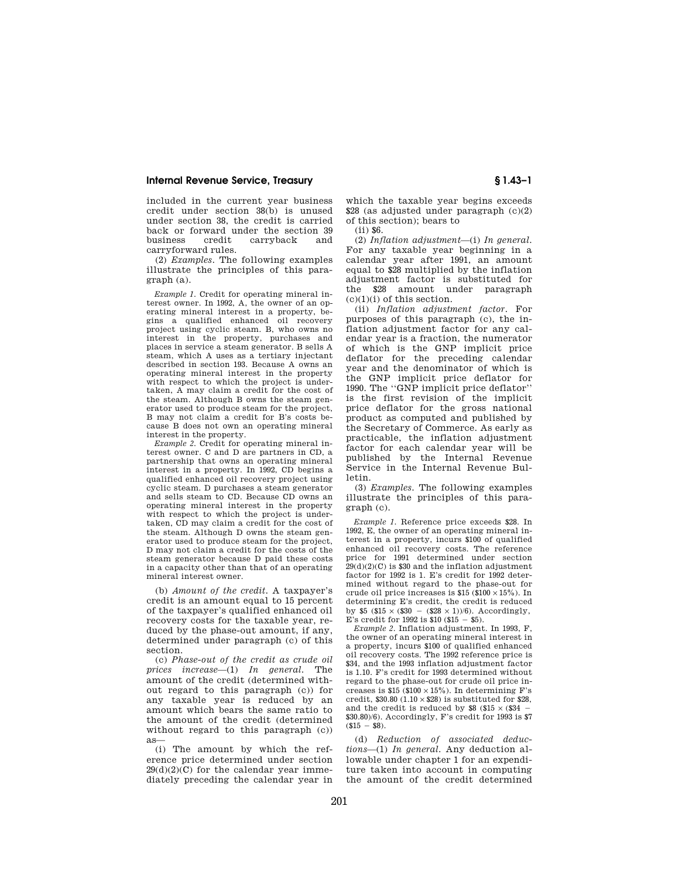included in the current year business credit under section 38(b) is unused under section 38, the credit is carried back or forward under the section 39 business credit carryback and carryforward rules.

(2) *Examples.* The following examples illustrate the principles of this paragraph (a).

*Example 1.* Credit for operating mineral interest owner. In 1992, A, the owner of an operating mineral interest in a property, begins a qualified enhanced oil recovery project using cyclic steam. B, who owns no interest in the property, purchases and places in service a steam generator. B sells A steam, which A uses as a tertiary injectant described in section 193. Because A owns an operating mineral interest in the property with respect to which the project is undertaken, A may claim a credit for the cost of the steam. Although B owns the steam generator used to produce steam for the project, B may not claim a credit for B's costs because B does not own an operating mineral interest in the property.

*Example 2.* Credit for operating mineral interest owner. C and D are partners in CD, a partnership that owns an operating mineral interest in a property. In 1992, CD begins a qualified enhanced oil recovery project using cyclic steam. D purchases a steam generator and sells steam to CD. Because CD owns an operating mineral interest in the property with respect to which the project is undertaken, CD may claim a credit for the cost of the steam. Although D owns the steam generator used to produce steam for the project, D may not claim a credit for the costs of the steam generator because D paid these costs in a capacity other than that of an operating mineral interest owner.

(b) *Amount of the credit.* A taxpayer's credit is an amount equal to 15 percent of the taxpayer's qualified enhanced oil recovery costs for the taxable year, reduced by the phase-out amount, if any, determined under paragraph (c) of this section.

(c) *Phase-out of the credit as crude oil prices increase*—(1) *In general.* The amount of the credit (determined without regard to this paragraph (c)) for any taxable year is reduced by an amount which bears the same ratio to the amount of the credit (determined without regard to this paragraph (c)) as—

(i) The amount by which the reference price determined under section 29(d)(2)(C) for the calendar year immediately preceding the calendar year in which the taxable year begins exceeds \$28 (as adjusted under paragraph (c)(2) of this section); bears to

(ii) \$6.

(2) *Inflation adjustment*—(i) *In general.* For any taxable year beginning in a calendar year after 1991, an amount equal to \$28 multiplied by the inflation adjustment factor is substituted for the \$28 amount under paragraph (c)(1)(i) of this section.

(ii) *Inflation adjustment factor.* For purposes of this paragraph (c), the inflation adjustment factor for any calendar year is a fraction, the numerator of which is the GNP implicit price deflator for the preceding calendar year and the denominator of which is the GNP implicit price deflator for 1990. The "GNP implicit price deflator" is the first revision of the implicit price deflator for the gross national product as computed and published by the Secretary of Commerce. As early as practicable, the inflation adjustment factor for each calendar year will be published by the Internal Revenue Service in the Internal Revenue Bulletin.

(3) *Examples.* The following examples illustrate the principles of this paragraph (c).

*Example 1.* Reference price exceeds \$28. In 1992, E, the owner of an operating mineral interest in a property, incurs \$100 of qualified enhanced oil recovery costs. The reference price for 1991 determined under section 29(d)(2)(C) is \$30 and the inflation adjustment factor for 1992 is 1. E's credit for 1992 determined without regard to the phase-out for crude oil price increases is \$15 (\$100 × 15%). In determining E's credit, the credit is reduced by \$5 (\$15 × (\$30 − (\$28 × 1))/6). Accordingly, E's credit for 1992 is \$10 (\$15 − \$5).

*Example 2.* Inflation adjustment. In 1993, F, the owner of an operating mineral interest in a property, incurs \$100 of qualified enhanced oil recovery costs. The 1992 reference price is \$34, and the 1993 inflation adjustment factor is 1.10. F's credit for 1993 determined without regard to the phase-out for crude oil price increases is \$15 (\$100 × 15%). In determining F's credit, \$30.80 (1.10 × \$28) is substituted for \$28, and the credit is reduced by \$8 (\$15 × (\$34 − \$30.80)/6). Accordingly, F's credit for 1993 is \$7 (\$15 − \$8).

(d) *Reduction of associated deductions*—(1) *In general.* Any deduction allowable under chapter 1 for an expenditure taken into account in computing the amount of the credit determined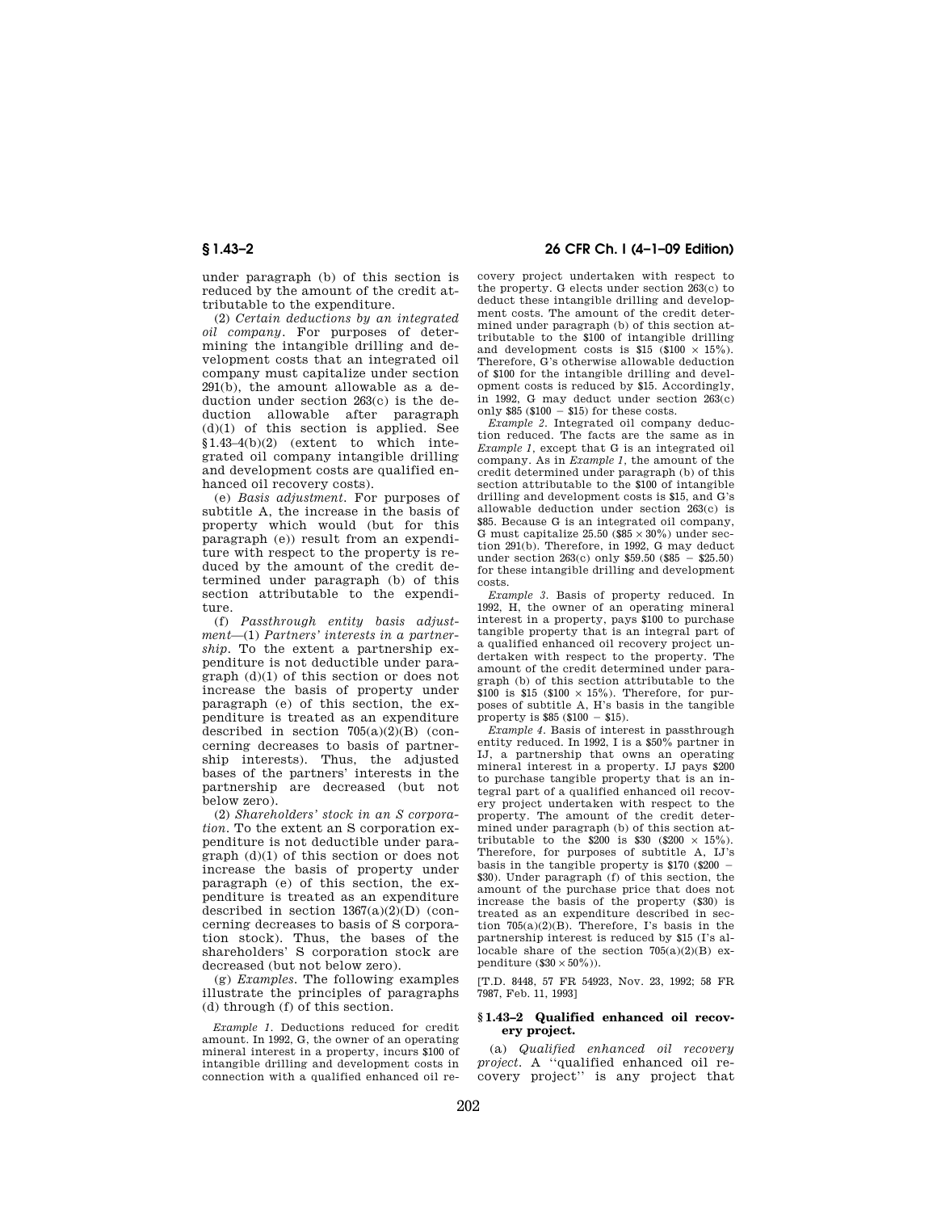under paragraph (b) of this section is reduced by the amount of the credit attributable to the expenditure.

(2) *Certain deductions by an integrated oil company.* For purposes of determining the intangible drilling and development costs that an integrated oil company must capitalize under section 291(b), the amount allowable as a deduction under section 263(c) is the deduction allowable after paragraph (d)(1) of this section is applied. See §1.43–4(b)(2) (extent to which integrated oil company intangible drilling and development costs are qualified enhanced oil recovery costs).

(e) *Basis adjustment.* For purposes of subtitle A, the increase in the basis of property which would (but for this paragraph (e)) result from an expenditure with respect to the property is reduced by the amount of the credit determined under paragraph (b) of this section attributable to the expenditure.

(f) *Passthrough entity basis adjustment*—(1) *Partners' interests in a partnership.* To the extent a partnership expenditure is not deductible under paragraph (d)(1) of this section or does not increase the basis of property under paragraph (e) of this section, the expenditure is treated as an expenditure described in section 705(a)(2)(B) (concerning decreases to basis of partnership interests). Thus, the adjusted bases of the partners' interests in the partnership are decreased (but not below zero).

(2) *Shareholders' stock in an S corporation.* To the extent an S corporation expenditure is not deductible under paragraph (d)(1) of this section or does not increase the basis of property under paragraph (e) of this section, the expenditure is treated as an expenditure described in section 1367(a)(2)(D) (concerning decreases to basis of S corporation stock). Thus, the bases of the shareholders' S corporation stock are decreased (but not below zero).

(g) *Examples.* The following examples illustrate the principles of paragraphs (d) through (f) of this section.

*Example 1.* Deductions reduced for credit amount. In 1992, G, the owner of an operating mineral interest in a property, incurs $100 of intangible drilling and development costs in connection with a qualified enhanced oil recovery project undertaken with respect to the property. G elects under section 263(c) to deduct these intangible drilling and development costs. The amount of the credit determined under paragraph (b) of this section attributable to the $100 of intangible drilling and development costs is $15 ($100 × 15%). Therefore, G's otherwise allowable deduction of $100 for the intangible drilling and development costs is reduced by $15. Accordingly, in 1992, G may deduct under section 263(c) only $85 ($100 − $15) for these costs.

*Example 2.* Integrated oil company deduction reduced. The facts are the same as in *Example 1*, except that G is an integrated oil company. As in *Example 1*, the amount of the credit determined under paragraph (b) of this section attributable to the $100 of intangible drilling and development costs is $15, and G's allowable deduction under section 263(c) is $85. Because G is an integrated oil company, G must capitalize 25.50 ($85 × 30%) under section 291(b). Therefore, in 1992, G may deduct under section 263(c) only $59.50 ($85 − $25.50) for these intangible drilling and development costs.

*Example 3.* Basis of property reduced. In 1992, H, the owner of an operating mineral interest in a property, pays $100 to purchase tangible property that is an integral part of a qualified enhanced oil recovery project undertaken with respect to the property. The amount of the credit determined under paragraph (b) of this section attributable to the $100 is $15 ($100 × 15%). Therefore, for purposes of subtitle A, H's basis in the tangible property is $85 ($100 − $15).

*Example 4.* Basis of interest in passthrough entity reduced. In 1992, I is a $50% partner in IJ, a partnership that owns an operating mineral interest in a property. IJ pays $200 to purchase tangible property that is an integral part of a qualified enhanced oil recovery project undertaken with respect to the property. The amount of the credit determined under paragraph (b) of this section attributable to the $200 is $30 ($200 × 15%). Therefore, for purposes of subtitle A, IJ's basis in the tangible property is $170 ($200 − $30). Under paragraph (f) of this section, the amount of the purchase price that does not increase the basis of the property ($30) is treated as an expenditure described in section 705(a)(2)(B). Therefore, I's basis in the partnership interest is reduced by $15 (I's allocable share of the section 705(a)(2)(B) expenditure ($30 × 50%)).

[T.D. 8448, 57 FR 54923, Nov. 23, 1992; 58 FR 7987, Feb. 11, 1993]

## § 1.43–2 Qualified enhanced oil recovery project.

(a) *Qualified enhanced oil recovery project.* A "qualified enhanced oil recovery project" is any project that